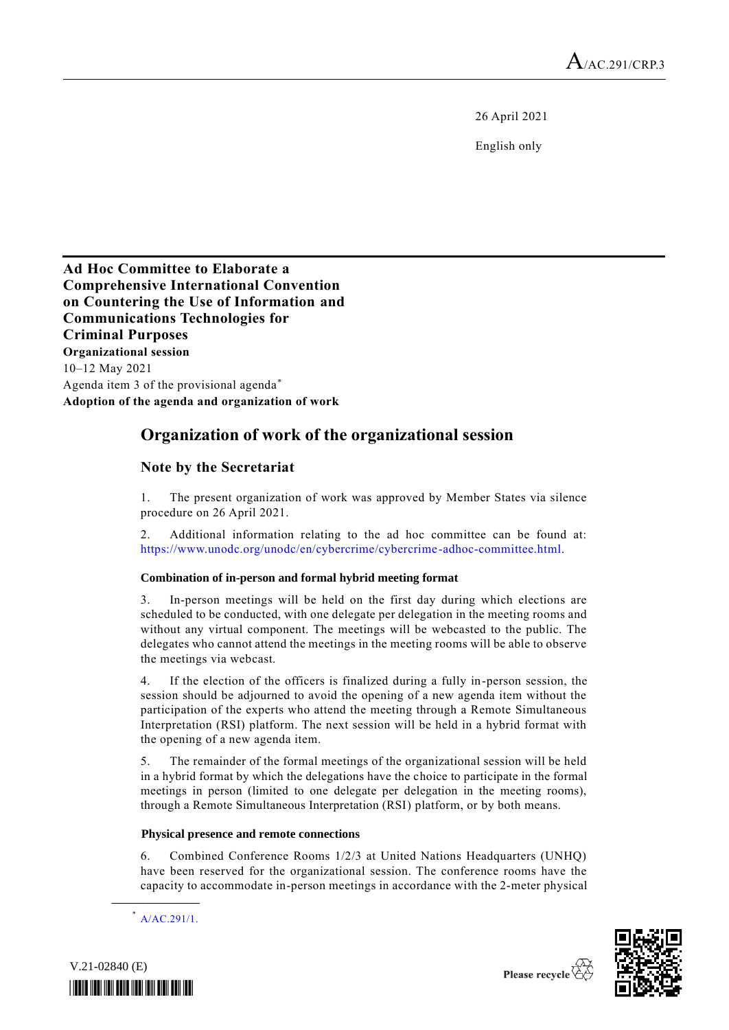A/AC.291/CRP.3

26 April 2021

English only

**Ad Hoc Committee to Elaborate a Comprehensive International Convention on Countering the Use of Information and Communications Technologies for Criminal Purposes**
**Organizational session**
10–12 May 2021
Agenda item 3 of the provisional agenda*
**Adoption of the agenda and organization of work**

# Organization of work of the organizational session

## Note by the Secretariat

1. The present organization of work was approved by Member States via silence procedure on 26 April 2021.

2. Additional information relating to the ad hoc committee can be found at: https://www.unodc.org/unodc/en/cybercrime/cybercrime-adhoc-committee.html.

### Combination of in-person and formal hybrid meeting format

3. In-person meetings will be held on the first day during which elections are scheduled to be conducted, with one delegate per delegation in the meeting rooms and without any virtual component. The meetings will be webcasted to the public. The delegates who cannot attend the meetings in the meeting rooms will be able to observe the meetings via webcast.

4. If the election of the officers is finalized during a fully in-person session, the session should be adjourned to avoid the opening of a new agenda item without the participation of the experts who attend the meeting through a Remote Simultaneous Interpretation (RSI) platform. The next session will be held in a hybrid format with the opening of a new agenda item.

5. The remainder of the formal meetings of the organizational session will be held in a hybrid format by which the delegations have the choice to participate in the formal meetings in person (limited to one delegate per delegation in the meeting rooms), through a Remote Simultaneous Interpretation (RSI) platform, or by both means.

### Physical presence and remote connections

6. Combined Conference Rooms 1/2/3 at United Nations Headquarters (UNHQ) have been reserved for the organizational session. The conference rooms have the capacity to accommodate in-person meetings in accordance with the 2-meter physical

* A/AC.291/1.

V.21-02840 (E)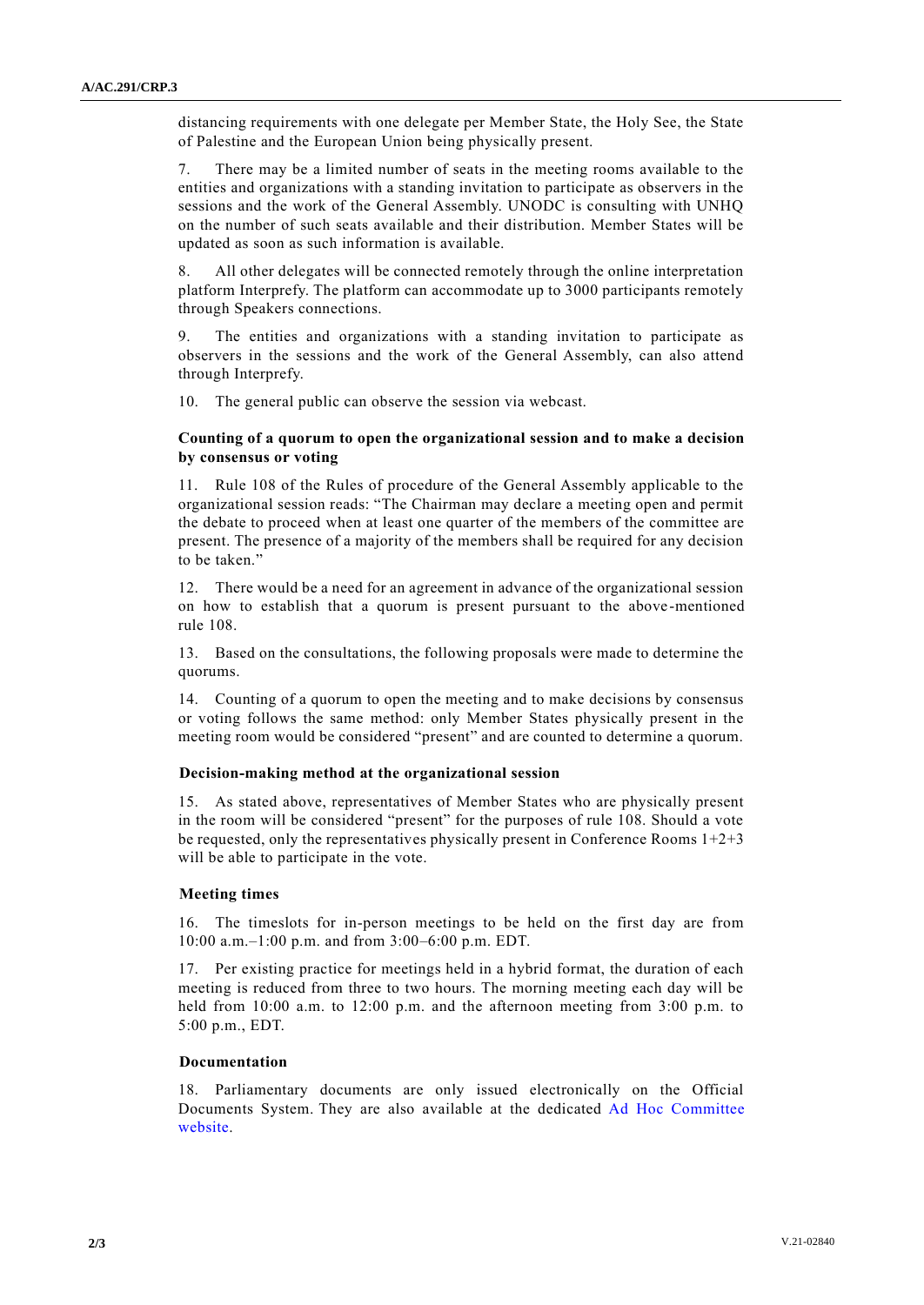distancing requirements with one delegate per Member State, the Holy See, the State of Palestine and the European Union being physically present.

7. There may be a limited number of seats in the meeting rooms available to the entities and organizations with a standing invitation to participate as observers in the sessions and the work of the General Assembly. UNODC is consulting with UNHQ on the number of such seats available and their distribution. Member States will be updated as soon as such information is available.

8. All other delegates will be connected remotely through the online interpretation platform Interprefy. The platform can accommodate up to 3000 participants remotely through Speakers connections.

9. The entities and organizations with a standing invitation to participate as observers in the sessions and the work of the General Assembly, can also attend through Interprefy.

10. The general public can observe the session via webcast.

### Counting of a quorum to open the organizational session and to make a decision by consensus or voting

11. Rule 108 of the Rules of procedure of the General Assembly applicable to the organizational session reads: "The Chairman may declare a meeting open and permit the debate to proceed when at least one quarter of the members of the committee are present. The presence of a majority of the members shall be required for any decision to be taken."

12. There would be a need for an agreement in advance of the organizational session on how to establish that a quorum is present pursuant to the above-mentioned rule 108.

13. Based on the consultations, the following proposals were made to determine the quorums.

14. Counting of a quorum to open the meeting and to make decisions by consensus or voting follows the same method: only Member States physically present in the meeting room would be considered "present" and are counted to determine a quorum.

### Decision-making method at the organizational session

15. As stated above, representatives of Member States who are physically present in the room will be considered "present" for the purposes of rule 108. Should a vote be requested, only the representatives physically present in Conference Rooms 1+2+3 will be able to participate in the vote.

### Meeting times

16. The timeslots for in-person meetings to be held on the first day are from 10:00 a.m.–1:00 p.m. and from 3:00–6:00 p.m. EDT.

17. Per existing practice for meetings held in a hybrid format, the duration of each meeting is reduced from three to two hours. The morning meeting each day will be held from 10:00 a.m. to 12:00 p.m. and the afternoon meeting from 3:00 p.m. to 5:00 p.m., EDT.

### Documentation

18. Parliamentary documents are only issued electronically on the Official Documents System. They are also available at the dedicated Ad Hoc Committee website.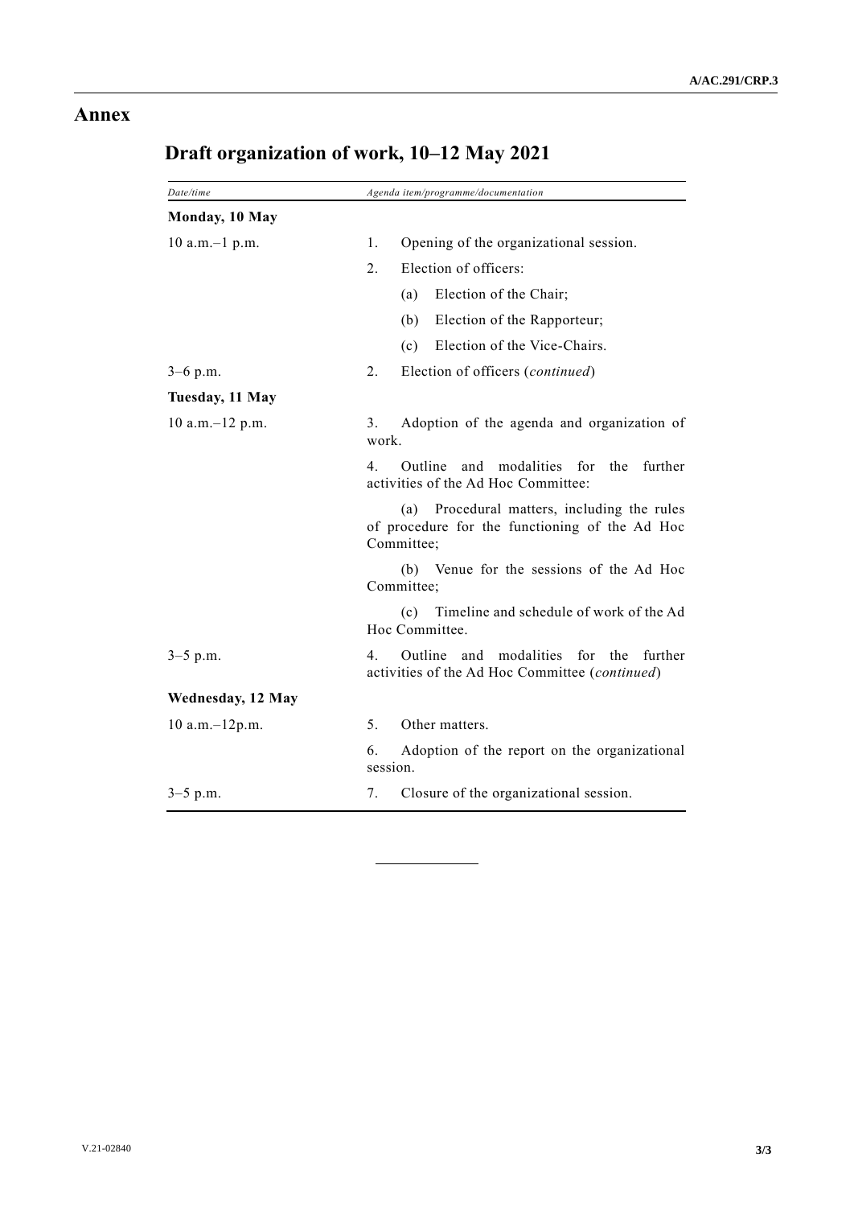# Annex

## Draft organization of work, 10–12 May 2021

| *Date/time* | *Agenda item/programme/documentation* |
|---|---|
| **Monday, 10 May** | |
| 10 a.m.–1 p.m. | 1. Opening of the organizational session. |
| | 2. Election of officers: |
| | (a) Election of the Chair; |
| | (b) Election of the Rapporteur; |
| | (c) Election of the Vice-Chairs. |
| 3–6 p.m. | 2. Election of officers (*continued*) |
| **Tuesday, 11 May** | |
| 10 a.m.–12 p.m. | 3. Adoption of the agenda and organization of work. |
| | 4. Outline and modalities for the further activities of the Ad Hoc Committee: |
| | (a) Procedural matters, including the rules of procedure for the functioning of the Ad Hoc Committee; |
| | (b) Venue for the sessions of the Ad Hoc Committee; |
| | (c) Timeline and schedule of work of the Ad Hoc Committee. |
| 3–5 p.m. | 4. Outline and modalities for the further activities of the Ad Hoc Committee (*continued*) |
| **Wednesday, 12 May** | |
| 10 a.m.–12p.m. | 5. Other matters. |
| | 6. Adoption of the report on the organizational session. |
| 3–5 p.m. | 7. Closure of the organizational session. |